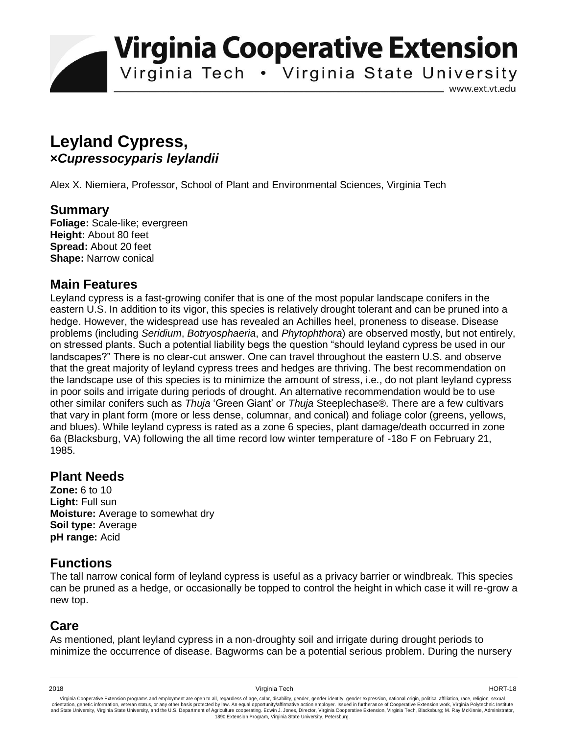# Leyland Cypress, *×Cupressocyparis leylandii*

Alex X. Niemiera, Professor, School of Plant and Environmental Sciences, Virginia Tech

## Summary

**Foliage:** Scale-like; evergreen
**Height:** About 80 feet
**Spread:** About 20 feet
**Shape:** Narrow conical

## Main Features

Leyland cypress is a fast-growing conifer that is one of the most popular landscape conifers in the eastern U.S. In addition to its vigor, this species is relatively drought tolerant and can be pruned into a hedge. However, the widespread use has revealed an Achilles heel, proneness to disease. Disease problems (including *Seridium*, *Botryosphaeria*, and *Phytophthora*) are observed mostly, but not entirely, on stressed plants. Such a potential liability begs the question "should leyland cypress be used in our landscapes?" There is no clear-cut answer. One can travel throughout the eastern U.S. and observe that the great majority of leyland cypress trees and hedges are thriving. The best recommendation on the landscape use of this species is to minimize the amount of stress, i.e., do not plant leyland cypress in poor soils and irrigate during periods of drought. An alternative recommendation would be to use other similar conifers such as *Thuja* 'Green Giant' or *Thuja* Steeplechase®. There are a few cultivars that vary in plant form (more or less dense, columnar, and conical) and foliage color (greens, yellows, and blues). While leyland cypress is rated as a zone 6 species, plant damage/death occurred in zone 6a (Blacksburg, VA) following the all time record low winter temperature of -18o F on February 21, 1985.

## Plant Needs

**Zone:** 6 to 10
**Light:** Full sun
**Moisture:** Average to somewhat dry
**Soil type:** Average
**pH range:** Acid

## Functions

The tall narrow conical form of leyland cypress is useful as a privacy barrier or windbreak. This species can be pruned as a hedge, or occasionally be topped to control the height in which case it will re-grow a new top.

## Care

As mentioned, plant leyland cypress in a non-droughty soil and irrigate during drought periods to minimize the occurrence of disease. Bagworms can be a potential serious problem. During the nursery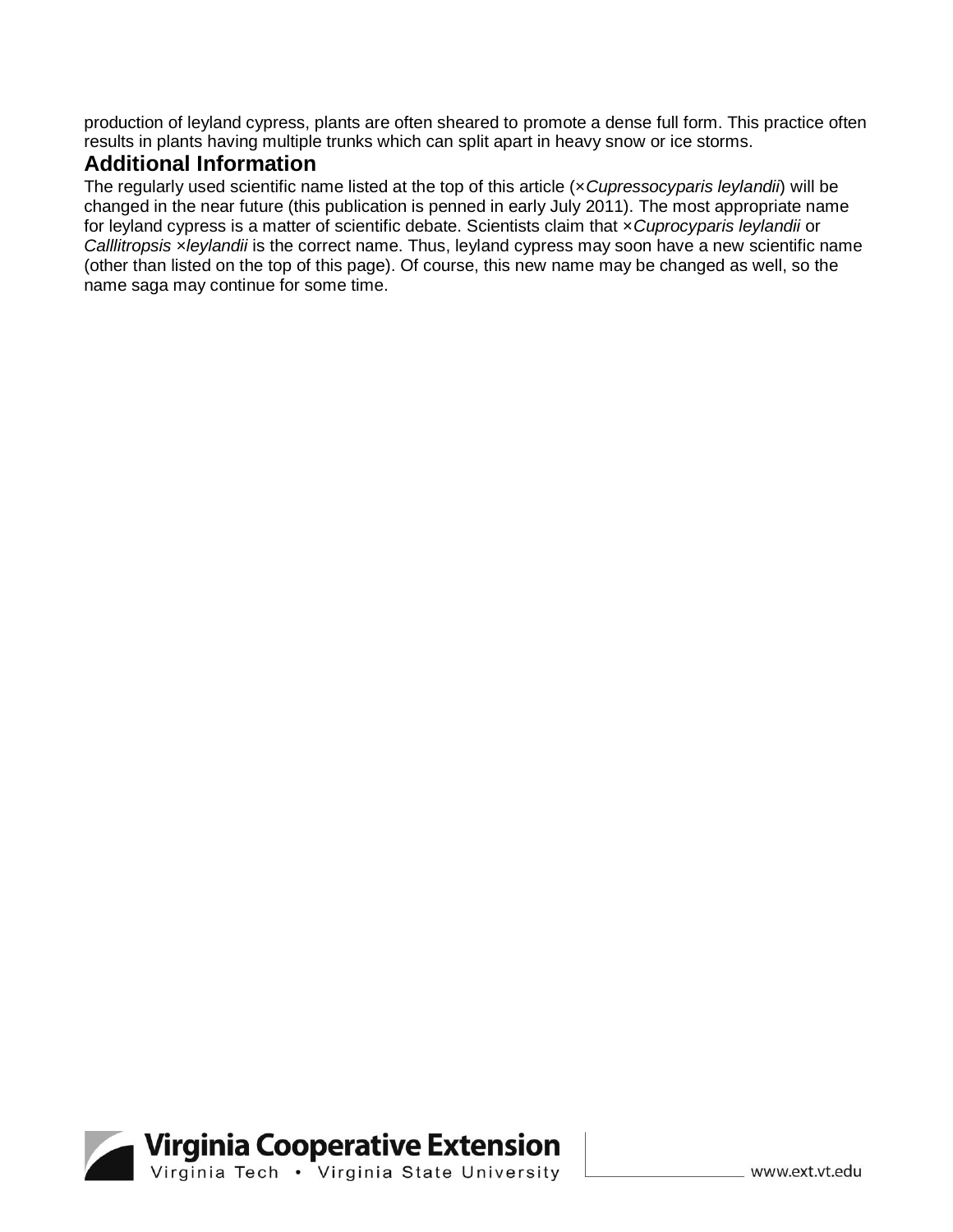production of leyland cypress, plants are often sheared to promote a dense full form. This practice often results in plants having multiple trunks which can split apart in heavy snow or ice storms.

## Additional Information

The regularly used scientific name listed at the top of this article (×*Cupressocyparis leylandii*) will be changed in the near future (this publication is penned in early July 2011). The most appropriate name for leyland cypress is a matter of scientific debate. Scientists claim that ×*Cuprocyparis leylandii* or *Calllitropsis* ×*leylandii* is the correct name. Thus, leyland cypress may soon have a new scientific name (other than listed on the top of this page). Of course, this new name may be changed as well, so the name saga may continue for some time.